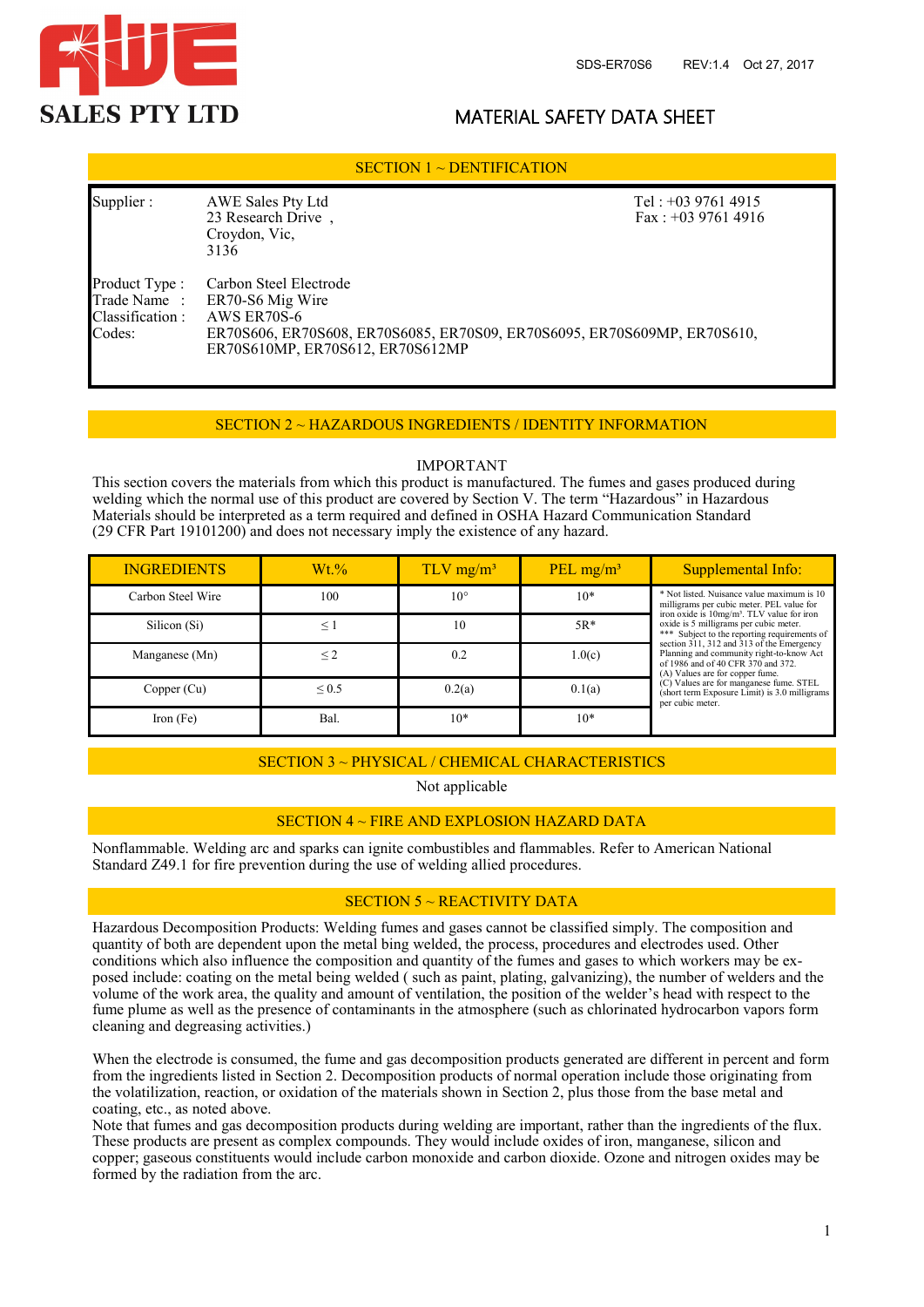**AWE**

**SALES PTY LTD**

SDS-ER70S6 REV:1.4 Oct 27, 2017

# MATERIAL SAFETY DATA SHEET

## SECTION 1 ~ DENTIFICATION

| | | |
|---|---|---|
| Supplier : | AWE Sales Pty Ltd<br>23 Research Drive ,<br>Croydon, Vic,<br>3136 | Tel : +03 9761 4915<br>Fax : +03 9761 4916 |
| Product Type : | Carbon Steel Electrode | |
| Trade Name : | ER70-S6 Mig Wire | |
| Classification : | AWS ER70S-6 | |
| Codes: | ER70S606, ER70S608, ER70S6085, ER70S09, ER70S6095, ER70S609MP, ER70S610, ER70S610MP, ER70S612, ER70S612MP | |

## SECTION 2 ~ HAZARDOUS INGREDIENTS / IDENTITY INFORMATION

IMPORTANT

This section covers the materials from which this product is manufactured. The fumes and gases produced during welding which the normal use of this product are covered by Section V. The term "Hazardous" in Hazardous Materials should be interpreted as a term required and defined in OSHA Hazard Communication Standard (29 CFR Part 19101200) and does not necessary imply the existence of any hazard.

| INGREDIENTS | Wt.% | TLV mg/m³ | PEL mg/m³ | Supplemental Info: |
|---|---|---|---|---|
| Carbon Steel Wire | 100 | 10° | 10* | * Not listed. Nuisance value maximum is 10 milligrams per cubic meter. PEL value for iron oxide is 10mg/m³. TLV value for iron oxide is 5 milligrams per cubic meter.<br>*** Subject to the reporting requirements of section 311, 312 and 313 of the Emergency Planning and community right-to-know Act of 1986 and of 40 CFR 370 and 372.<br>(A) Values are for copper fume.<br>(C) Values are for manganese fume. STEL (short term Exposure Limit) is 3.0 milligrams per cubic meter. |
| Silicon (Si) | ≤ 1 | 10 | 5R* | |
| Manganese (Mn) | ≤ 2 | 0.2 | 1.0(c) | |
| Copper (Cu) | ≤ 0.5 | 0.2(a) | 0.1(a) | |
| Iron (Fe) | Bal. | 10* | 10* | |

## SECTION 3 ~ PHYSICAL / CHEMICAL CHARACTERISTICS

Not applicable

## SECTION 4 ~ FIRE AND EXPLOSION HAZARD DATA

Nonflammable. Welding arc and sparks can ignite combustibles and flammables. Refer to American National Standard Z49.1 for fire prevention during the use of welding allied procedures.

## SECTION 5 ~ REACTIVITY DATA

Hazardous Decomposition Products: Welding fumes and gases cannot be classified simply. The composition and quantity of both are dependent upon the metal bing welded, the process, procedures and electrodes used. Other conditions which also influence the composition and quantity of the fumes and gases to which workers may be exposed include: coating on the metal being welded ( such as paint, plating, galvanizing), the number of welders and the volume of the work area, the quality and amount of ventilation, the position of the welder's head with respect to the fume plume as well as the presence of contaminants in the atmosphere (such as chlorinated hydrocarbon vapors form cleaning and degreasing activities.)

When the electrode is consumed, the fume and gas decomposition products generated are different in percent and form from the ingredients listed in Section 2. Decomposition products of normal operation include those originating from the volatilization, reaction, or oxidation of the materials shown in Section 2, plus those from the base metal and coating, etc., as noted above.

Note that fumes and gas decomposition products during welding are important, rather than the ingredients of the flux. These products are present as complex compounds. They would include oxides of iron, manganese, silicon and copper; gaseous constituents would include carbon monoxide and carbon dioxide. Ozone and nitrogen oxides may be formed by the radiation from the arc.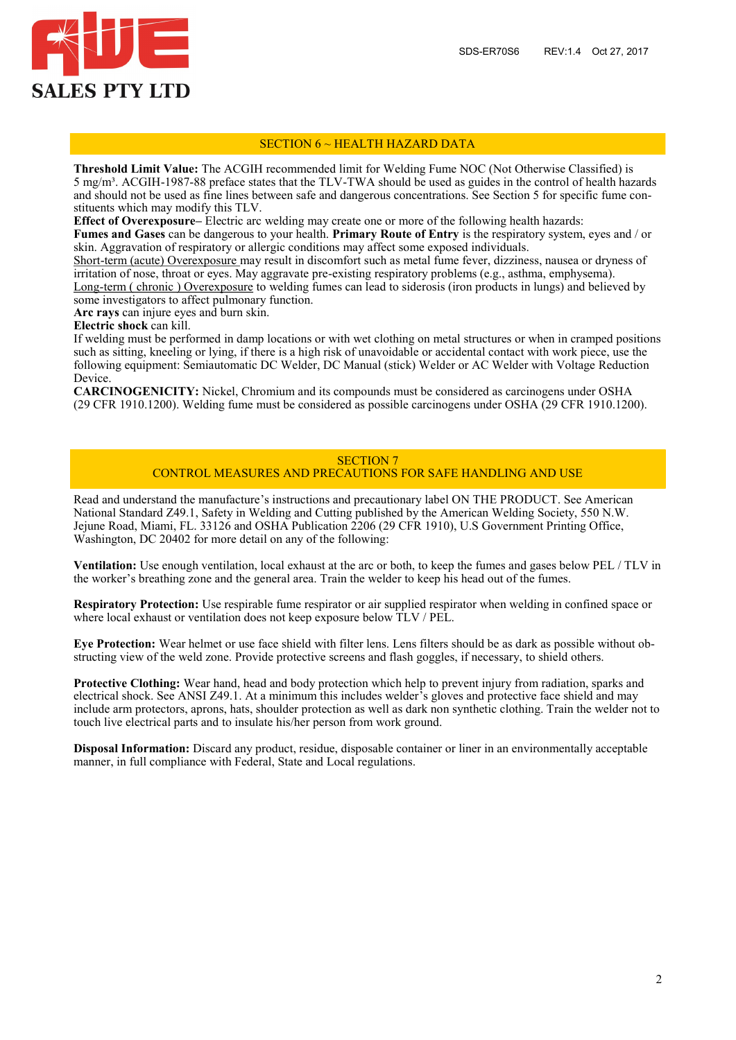## SECTION 6 ~ HEALTH HAZARD DATA

**Threshold Limit Value:** The ACGIH recommended limit for Welding Fume NOC (Not Otherwise Classified) is 5 mg/m³. ACGIH-1987-88 preface states that the TLV-TWA should be used as guides in the control of health hazards and should not be used as fine lines between safe and dangerous concentrations. See Section 5 for specific fume constituents which may modify this TLV.

**Effect of Overexposure–** Electric arc welding may create one or more of the following health hazards:

**Fumes and Gases** can be dangerous to your health. **Primary Route of Entry** is the respiratory system, eyes and / or skin. Aggravation of respiratory or allergic conditions may affect some exposed individuals.

Short-term (acute) Overexposure may result in discomfort such as metal fume fever, dizziness, nausea or dryness of irritation of nose, throat or eyes. May aggravate pre-existing respiratory problems (e.g., asthma, emphysema).

Long-term ( chronic ) Overexposure to welding fumes can lead to siderosis (iron products in lungs) and believed by some investigators to affect pulmonary function.

**Arc rays** can injure eyes and burn skin.

**Electric shock** can kill.

If welding must be performed in damp locations or with wet clothing on metal structures or when in cramped positions such as sitting, kneeling or lying, if there is a high risk of unavoidable or accidental contact with work piece, use the following equipment: Semiautomatic DC Welder, DC Manual (stick) Welder or AC Welder with Voltage Reduction Device.

**CARCINOGENICITY:** Nickel, Chromium and its compounds must be considered as carcinogens under OSHA (29 CFR 1910.1200). Welding fume must be considered as possible carcinogens under OSHA (29 CFR 1910.1200).

## SECTION 7
## CONTROL MEASURES AND PRECAUTIONS FOR SAFE HANDLING AND USE

Read and understand the manufacture's instructions and precautionary label ON THE PRODUCT. See American National Standard Z49.1, Safety in Welding and Cutting published by the American Welding Society, 550 N.W. Jejune Road, Miami, FL. 33126 and OSHA Publication 2206 (29 CFR 1910), U.S Government Printing Office, Washington, DC 20402 for more detail on any of the following:

**Ventilation:** Use enough ventilation, local exhaust at the arc or both, to keep the fumes and gases below PEL / TLV in the worker's breathing zone and the general area. Train the welder to keep his head out of the fumes.

**Respiratory Protection:** Use respirable fume respirator or air supplied respirator when welding in confined space or where local exhaust or ventilation does not keep exposure below TLV / PEL.

**Eye Protection:** Wear helmet or use face shield with filter lens. Lens filters should be as dark as possible without obstructing view of the weld zone. Provide protective screens and flash goggles, if necessary, to shield others.

**Protective Clothing:** Wear hand, head and body protection which help to prevent injury from radiation, sparks and electrical shock. See ANSI Z49.1. At a minimum this includes welder's gloves and protective face shield and may include arm protectors, aprons, hats, shoulder protection as well as dark non synthetic clothing. Train the welder not to touch live electrical parts and to insulate his/her person from work ground.

**Disposal Information:** Discard any product, residue, disposable container or liner in an environmentally acceptable manner, in full compliance with Federal, State and Local regulations.